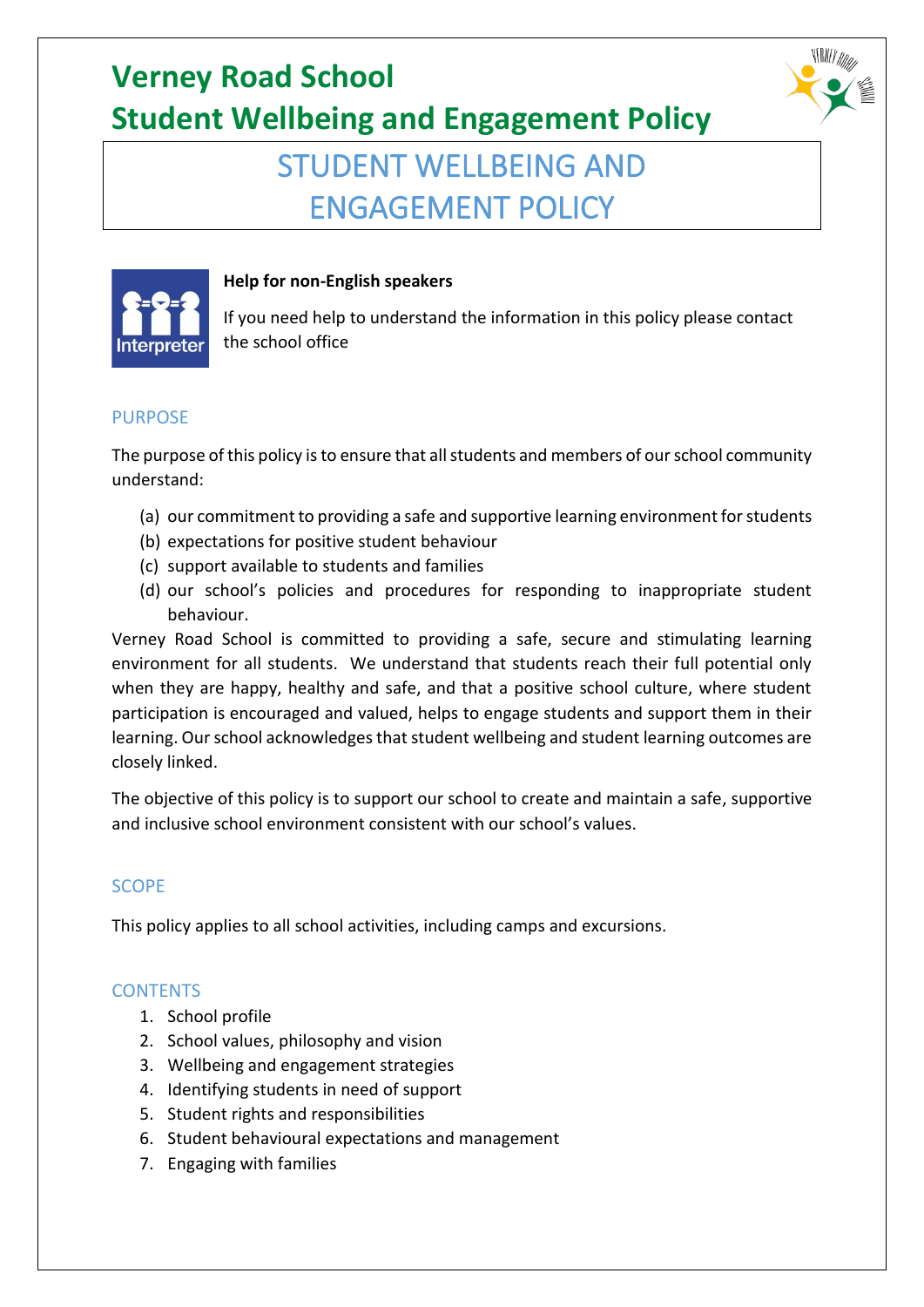# Verney Road School
# Student Wellbeing and Engagement Policy

## STUDENT WELLBEING AND ENGAGEMENT POLICY

**Help for non-English speakers**

If you need help to understand the information in this policy please contact the school office

## PURPOSE

The purpose of this policy is to ensure that all students and members of our school community understand:

(a) our commitment to providing a safe and supportive learning environment for students
(b) expectations for positive student behaviour
(c) support available to students and families
(d) our school's policies and procedures for responding to inappropriate student behaviour.

Verney Road School is committed to providing a safe, secure and stimulating learning environment for all students. We understand that students reach their full potential only when they are happy, healthy and safe, and that a positive school culture, where student participation is encouraged and valued, helps to engage students and support them in their learning. Our school acknowledges that student wellbeing and student learning outcomes are closely linked.

The objective of this policy is to support our school to create and maintain a safe, supportive and inclusive school environment consistent with our school's values.

## SCOPE

This policy applies to all school activities, including camps and excursions.

## CONTENTS

1. School profile
2. School values, philosophy and vision
3. Wellbeing and engagement strategies
4. Identifying students in need of support
5. Student rights and responsibilities
6. Student behavioural expectations and management
7. Engaging with families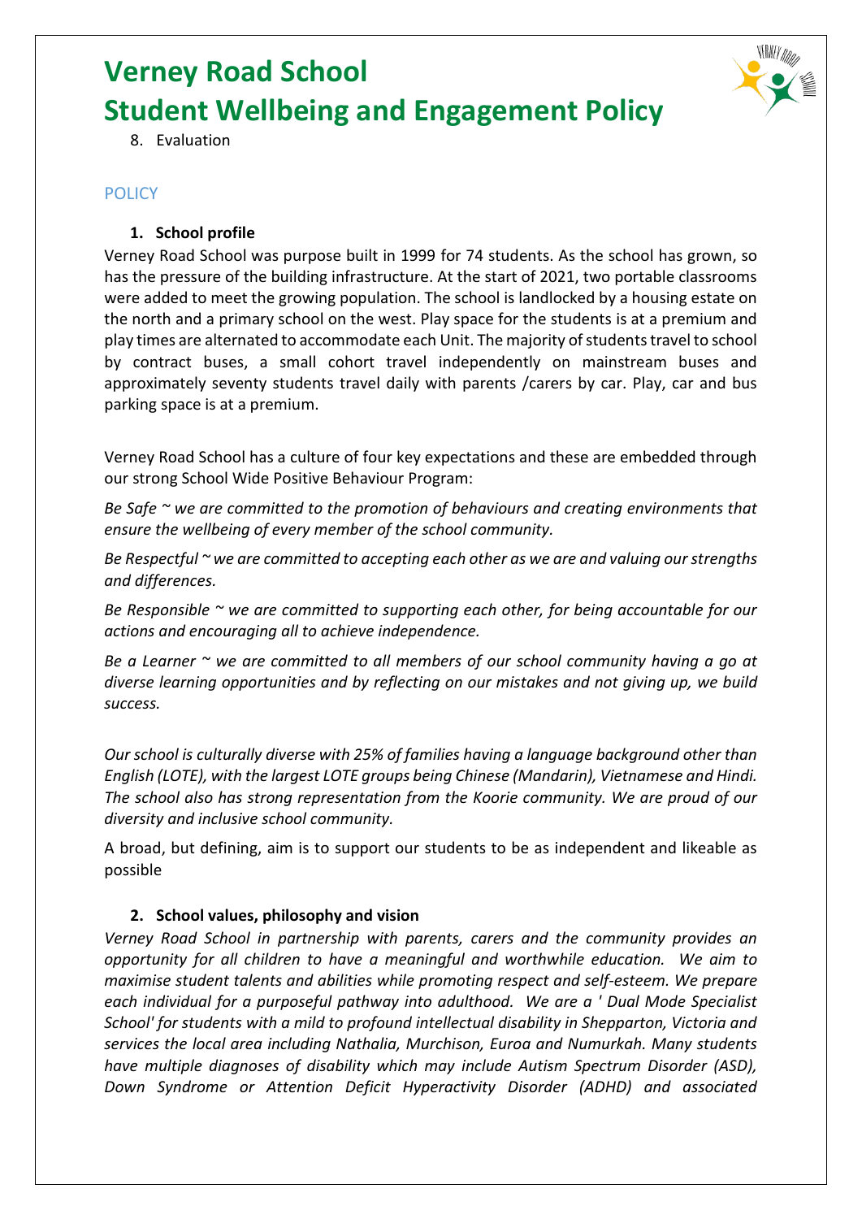8. Evaluation

## POLICY

### 1. School profile

Verney Road School was purpose built in 1999 for 74 students. As the school has grown, so has the pressure of the building infrastructure. At the start of 2021, two portable classrooms were added to meet the growing population. The school is landlocked by a housing estate on the north and a primary school on the west. Play space for the students is at a premium and play times are alternated to accommodate each Unit. The majority of students travel to school by contract buses, a small cohort travel independently on mainstream buses and approximately seventy students travel daily with parents /carers by car. Play, car and bus parking space is at a premium.

Verney Road School has a culture of four key expectations and these are embedded through our strong School Wide Positive Behaviour Program:

*Be Safe ~ we are committed to the promotion of behaviours and creating environments that ensure the wellbeing of every member of the school community.*

*Be Respectful ~ we are committed to accepting each other as we are and valuing our strengths and differences.*

*Be Responsible ~ we are committed to supporting each other, for being accountable for our actions and encouraging all to achieve independence.*

*Be a Learner ~ we are committed to all members of our school community having a go at diverse learning opportunities and by reflecting on our mistakes and not giving up, we build success.*

*Our school is culturally diverse with 25% of families having a language background other than English (LOTE), with the largest LOTE groups being Chinese (Mandarin), Vietnamese and Hindi. The school also has strong representation from the Koorie community. We are proud of our diversity and inclusive school community.*

A broad, but defining, aim is to support our students to be as independent and likeable as possible

### 2. School values, philosophy and vision

*Verney Road School in partnership with parents, carers and the community provides an opportunity for all children to have a meaningful and worthwhile education. We aim to maximise student talents and abilities while promoting respect and self-esteem. We prepare each individual for a purposeful pathway into adulthood. We are a ' Dual Mode Specialist School' for students with a mild to profound intellectual disability in Shepparton, Victoria and services the local area including Nathalia, Murchison, Euroa and Numurkah. Many students have multiple diagnoses of disability which may include Autism Spectrum Disorder (ASD), Down Syndrome or Attention Deficit Hyperactivity Disorder (ADHD) and associated*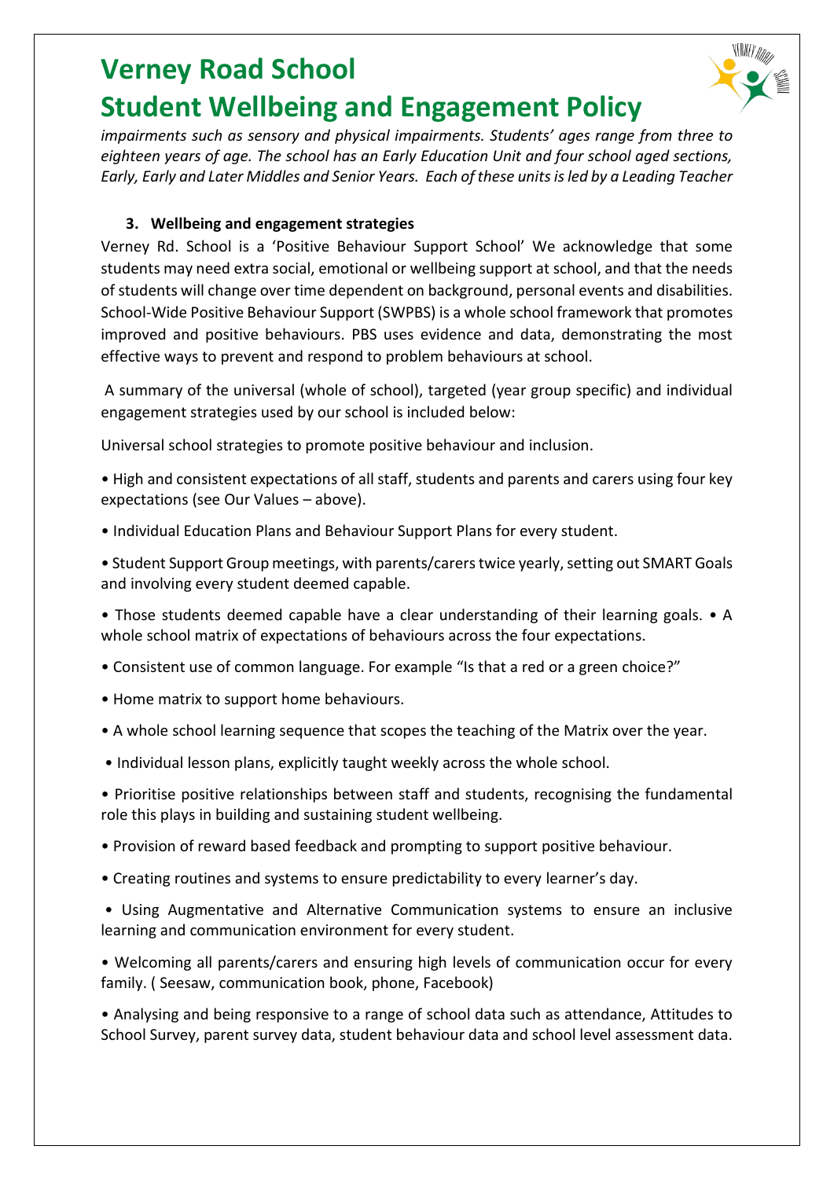impairments such as sensory and physical impairments. Students' ages range from three to eighteen years of age. The school has an Early Education Unit and four school aged sections, Early, Early and Later Middles and Senior Years. Each of these units is led by a Leading Teacher*

### 3. Wellbeing and engagement strategies

Verney Rd. School is a 'Positive Behaviour Support School' We acknowledge that some students may need extra social, emotional or wellbeing support at school, and that the needs of students will change over time dependent on background, personal events and disabilities. School-Wide Positive Behaviour Support (SWPBS) is a whole school framework that promotes improved and positive behaviours. PBS uses evidence and data, demonstrating the most effective ways to prevent and respond to problem behaviours at school.

A summary of the universal (whole of school), targeted (year group specific) and individual engagement strategies used by our school is included below:

Universal school strategies to promote positive behaviour and inclusion.

- High and consistent expectations of all staff, students and parents and carers using four key expectations (see Our Values – above).
- Individual Education Plans and Behaviour Support Plans for every student.
- Student Support Group meetings, with parents/carers twice yearly, setting out SMART Goals and involving every student deemed capable.
- Those students deemed capable have a clear understanding of their learning goals. • A whole school matrix of expectations of behaviours across the four expectations.
- Consistent use of common language. For example "Is that a red or a green choice?"
- Home matrix to support home behaviours.
- A whole school learning sequence that scopes the teaching of the Matrix over the year.
- Individual lesson plans, explicitly taught weekly across the whole school.
- Prioritise positive relationships between staff and students, recognising the fundamental role this plays in building and sustaining student wellbeing.
- Provision of reward based feedback and prompting to support positive behaviour.
- Creating routines and systems to ensure predictability to every learner's day.
- Using Augmentative and Alternative Communication systems to ensure an inclusive learning and communication environment for every student.
- Welcoming all parents/carers and ensuring high levels of communication occur for every family. ( Seesaw, communication book, phone, Facebook)
- Analysing and being responsive to a range of school data such as attendance, Attitudes to School Survey, parent survey data, student behaviour data and school level assessment data.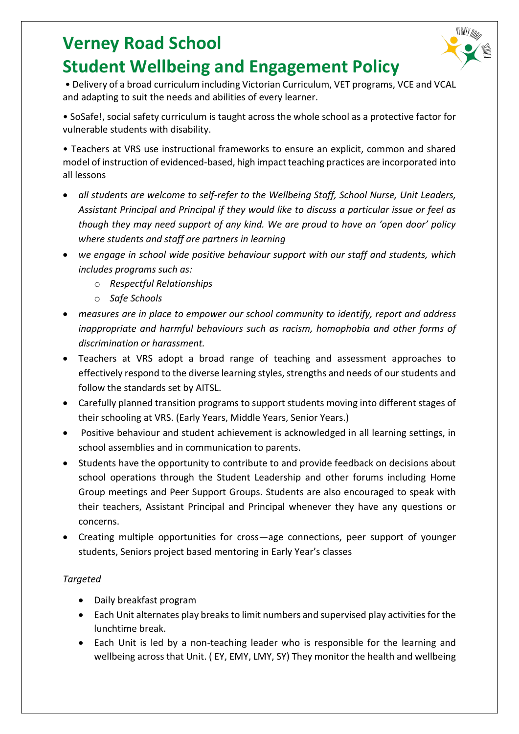# Verney Road School
# Student Wellbeing and Engagement Policy

• Delivery of a broad curriculum including Victorian Curriculum, VET programs, VCE and VCAL and adapting to suit the needs and abilities of every learner.

• SoSafe!, social safety curriculum is taught across the whole school as a protective factor for vulnerable students with disability.

• Teachers at VRS use instructional frameworks to ensure an explicit, common and shared model of instruction of evidenced-based, high impact teaching practices are incorporated into all lessons

- *all students are welcome to self-refer to the Wellbeing Staff, School Nurse, Unit Leaders, Assistant Principal and Principal if they would like to discuss a particular issue or feel as though they may need support of any kind. We are proud to have an 'open door' policy where students and staff are partners in learning*
- *we engage in school wide positive behaviour support with our staff and students, which includes programs such as:*
  - *Respectful Relationships*
  - *Safe Schools*
- *measures are in place to empower our school community to identify, report and address inappropriate and harmful behaviours such as racism, homophobia and other forms of discrimination or harassment.*
- Teachers at VRS adopt a broad range of teaching and assessment approaches to effectively respond to the diverse learning styles, strengths and needs of our students and follow the standards set by AITSL.
- Carefully planned transition programs to support students moving into different stages of their schooling at VRS. (Early Years, Middle Years, Senior Years.)
- Positive behaviour and student achievement is acknowledged in all learning settings, in school assemblies and in communication to parents.
- Students have the opportunity to contribute to and provide feedback on decisions about school operations through the Student Leadership and other forums including Home Group meetings and Peer Support Groups. Students are also encouraged to speak with their teachers, Assistant Principal and Principal whenever they have any questions or concerns.
- Creating multiple opportunities for cross—age connections, peer support of younger students, Seniors project based mentoring in Early Year's classes

<u>*Targeted*</u>

- Daily breakfast program
- Each Unit alternates play breaks to limit numbers and supervised play activities for the lunchtime break.
- Each Unit is led by a non-teaching leader who is responsible for the learning and wellbeing across that Unit. ( EY, EMY, LMY, SY) They monitor the health and wellbeing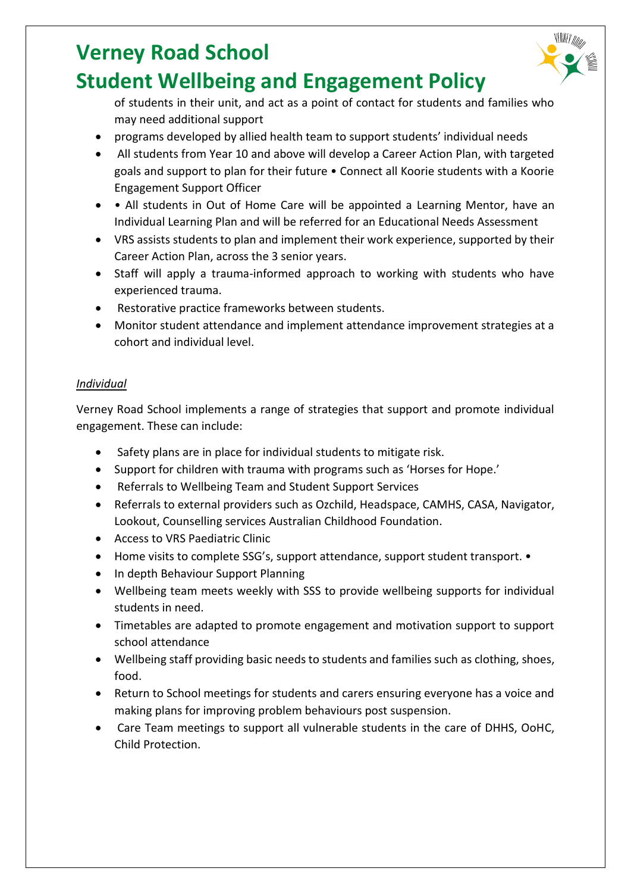of students in their unit, and act as a point of contact for students and families who may need additional support

- programs developed by allied health team to support students' individual needs
- All students from Year 10 and above will develop a Career Action Plan, with targeted goals and support to plan for their future • Connect all Koorie students with a Koorie Engagement Support Officer
- • All students in Out of Home Care will be appointed a Learning Mentor, have an Individual Learning Plan and will be referred for an Educational Needs Assessment
- VRS assists students to plan and implement their work experience, supported by their Career Action Plan, across the 3 senior years.
- Staff will apply a trauma-informed approach to working with students who have experienced trauma.
- Restorative practice frameworks between students.
- Monitor student attendance and implement attendance improvement strategies at a cohort and individual level.

*Individual*

Verney Road School implements a range of strategies that support and promote individual engagement. These can include:

- Safety plans are in place for individual students to mitigate risk.
- Support for children with trauma with programs such as 'Horses for Hope.'
- Referrals to Wellbeing Team and Student Support Services
- Referrals to external providers such as Ozchild, Headspace, CAMHS, CASA, Navigator, Lookout, Counselling services Australian Childhood Foundation.
- Access to VRS Paediatric Clinic
- Home visits to complete SSG's, support attendance, support student transport. •
- In depth Behaviour Support Planning
- Wellbeing team meets weekly with SSS to provide wellbeing supports for individual students in need.
- Timetables are adapted to promote engagement and motivation support to support school attendance
- Wellbeing staff providing basic needs to students and families such as clothing, shoes, food.
- Return to School meetings for students and carers ensuring everyone has a voice and making plans for improving problem behaviours post suspension.
- Care Team meetings to support all vulnerable students in the care of DHHS, OoHC, Child Protection.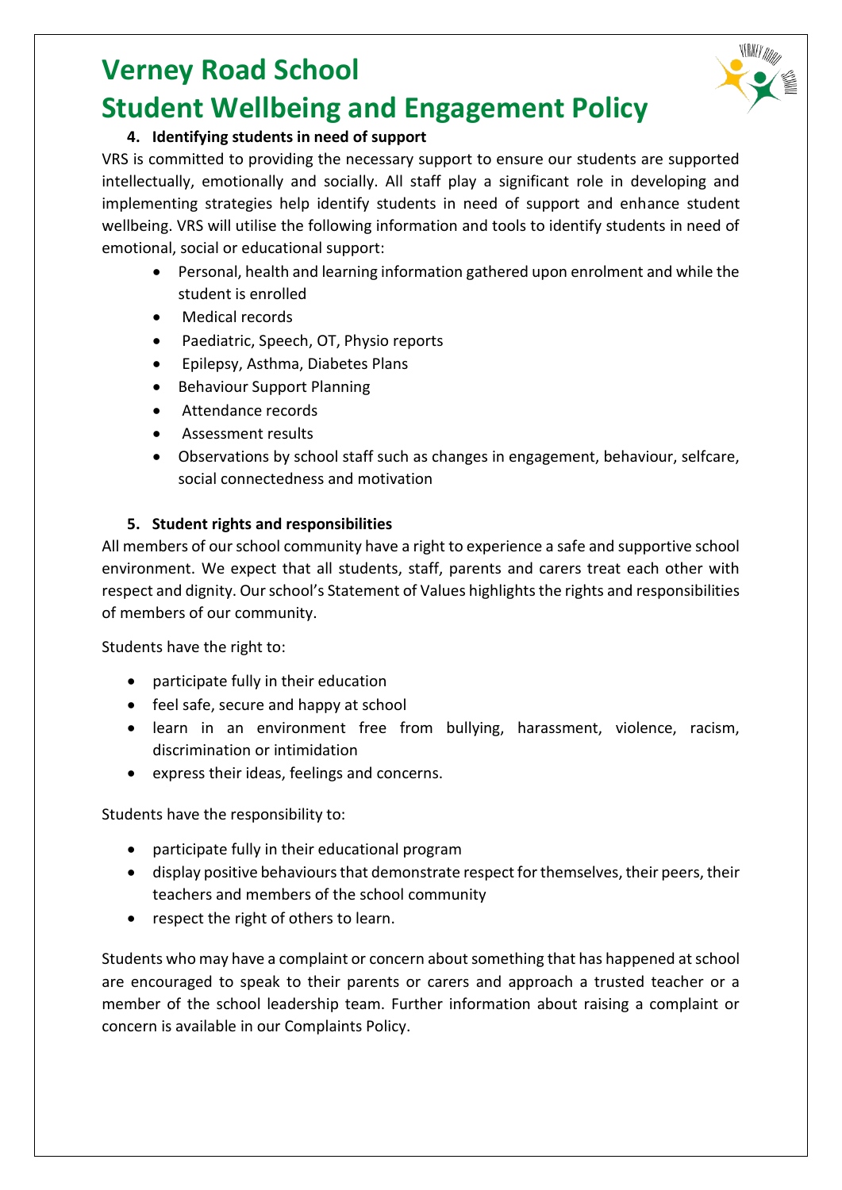# Verney Road School
# Student Wellbeing and Engagement Policy

### 4. Identifying students in need of support

VRS is committed to providing the necessary support to ensure our students are supported intellectually, emotionally and socially. All staff play a significant role in developing and implementing strategies help identify students in need of support and enhance student wellbeing. VRS will utilise the following information and tools to identify students in need of emotional, social or educational support:

- Personal, health and learning information gathered upon enrolment and while the student is enrolled
- Medical records
- Paediatric, Speech, OT, Physio reports
- Epilepsy, Asthma, Diabetes Plans
- Behaviour Support Planning
- Attendance records
- Assessment results
- Observations by school staff such as changes in engagement, behaviour, selfcare, social connectedness and motivation

### 5. Student rights and responsibilities

All members of our school community have a right to experience a safe and supportive school environment. We expect that all students, staff, parents and carers treat each other with respect and dignity. Our school's Statement of Values highlights the rights and responsibilities of members of our community.

Students have the right to:

- participate fully in their education
- feel safe, secure and happy at school
- learn in an environment free from bullying, harassment, violence, racism, discrimination or intimidation
- express their ideas, feelings and concerns.

Students have the responsibility to:

- participate fully in their educational program
- display positive behaviours that demonstrate respect for themselves, their peers, their teachers and members of the school community
- respect the right of others to learn.

Students who may have a complaint or concern about something that has happened at school are encouraged to speak to their parents or carers and approach a trusted teacher or a member of the school leadership team. Further information about raising a complaint or concern is available in our Complaints Policy.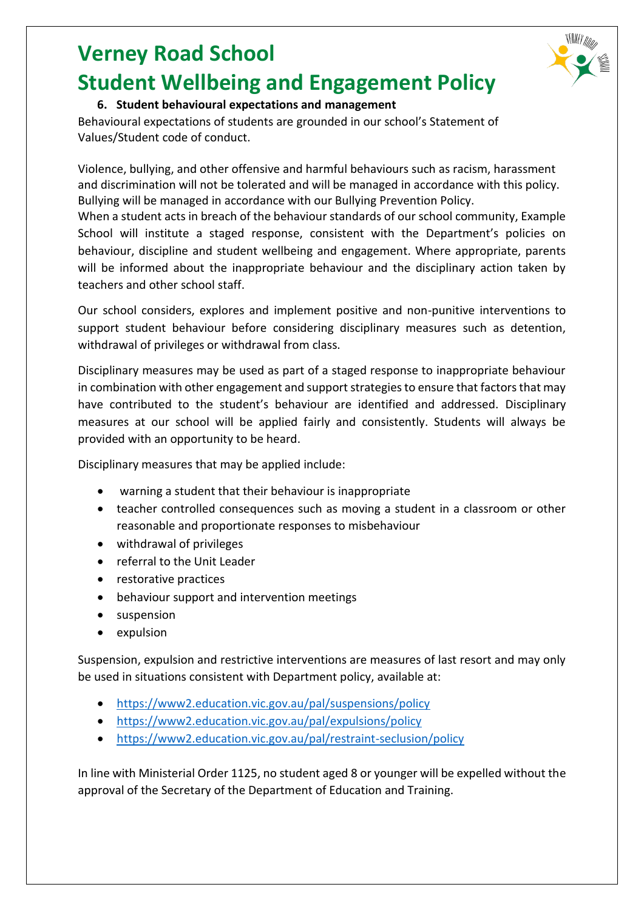# Verney Road School
# Student Wellbeing and Engagement Policy

### 6. Student behavioural expectations and management

Behavioural expectations of students are grounded in our school's Statement of Values/Student code of conduct.

Violence, bullying, and other offensive and harmful behaviours such as racism, harassment and discrimination will not be tolerated and will be managed in accordance with this policy. Bullying will be managed in accordance with our Bullying Prevention Policy.

When a student acts in breach of the behaviour standards of our school community, Example School will institute a staged response, consistent with the Department's policies on behaviour, discipline and student wellbeing and engagement. Where appropriate, parents will be informed about the inappropriate behaviour and the disciplinary action taken by teachers and other school staff.

Our school considers, explores and implement positive and non-punitive interventions to support student behaviour before considering disciplinary measures such as detention, withdrawal of privileges or withdrawal from class.

Disciplinary measures may be used as part of a staged response to inappropriate behaviour in combination with other engagement and support strategies to ensure that factors that may have contributed to the student's behaviour are identified and addressed. Disciplinary measures at our school will be applied fairly and consistently. Students will always be provided with an opportunity to be heard.

Disciplinary measures that may be applied include:

- warning a student that their behaviour is inappropriate
- teacher controlled consequences such as moving a student in a classroom or other reasonable and proportionate responses to misbehaviour
- withdrawal of privileges
- referral to the Unit Leader
- restorative practices
- behaviour support and intervention meetings
- suspension
- expulsion

Suspension, expulsion and restrictive interventions are measures of last resort and may only be used in situations consistent with Department policy, available at:

- https://www2.education.vic.gov.au/pal/suspensions/policy
- https://www2.education.vic.gov.au/pal/expulsions/policy
- https://www2.education.vic.gov.au/pal/restraint-seclusion/policy

In line with Ministerial Order 1125, no student aged 8 or younger will be expelled without the approval of the Secretary of the Department of Education and Training.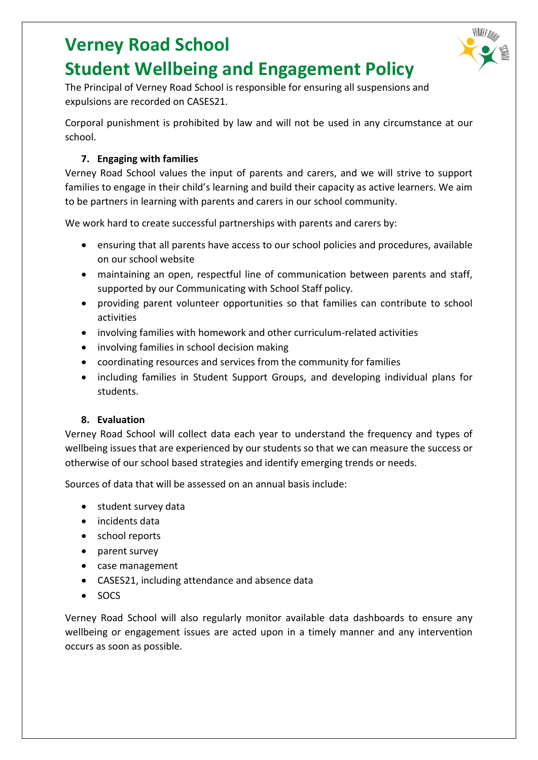# Verney Road School
# Student Wellbeing and Engagement Policy

The Principal of Verney Road School is responsible for ensuring all suspensions and expulsions are recorded on CASES21.

Corporal punishment is prohibited by law and will not be used in any circumstance at our school.

### 7. Engaging with families

Verney Road School values the input of parents and carers, and we will strive to support families to engage in their child's learning and build their capacity as active learners. We aim to be partners in learning with parents and carers in our school community.

We work hard to create successful partnerships with parents and carers by:

- ensuring that all parents have access to our school policies and procedures, available on our school website
- maintaining an open, respectful line of communication between parents and staff, supported by our Communicating with School Staff policy.
- providing parent volunteer opportunities so that families can contribute to school activities
- involving families with homework and other curriculum-related activities
- involving families in school decision making
- coordinating resources and services from the community for families
- including families in Student Support Groups, and developing individual plans for students.

### 8. Evaluation

Verney Road School will collect data each year to understand the frequency and types of wellbeing issues that are experienced by our students so that we can measure the success or otherwise of our school based strategies and identify emerging trends or needs.

Sources of data that will be assessed on an annual basis include:

- student survey data
- incidents data
- school reports
- parent survey
- case management
- CASES21, including attendance and absence data
- SOCS

Verney Road School will also regularly monitor available data dashboards to ensure any wellbeing or engagement issues are acted upon in a timely manner and any intervention occurs as soon as possible.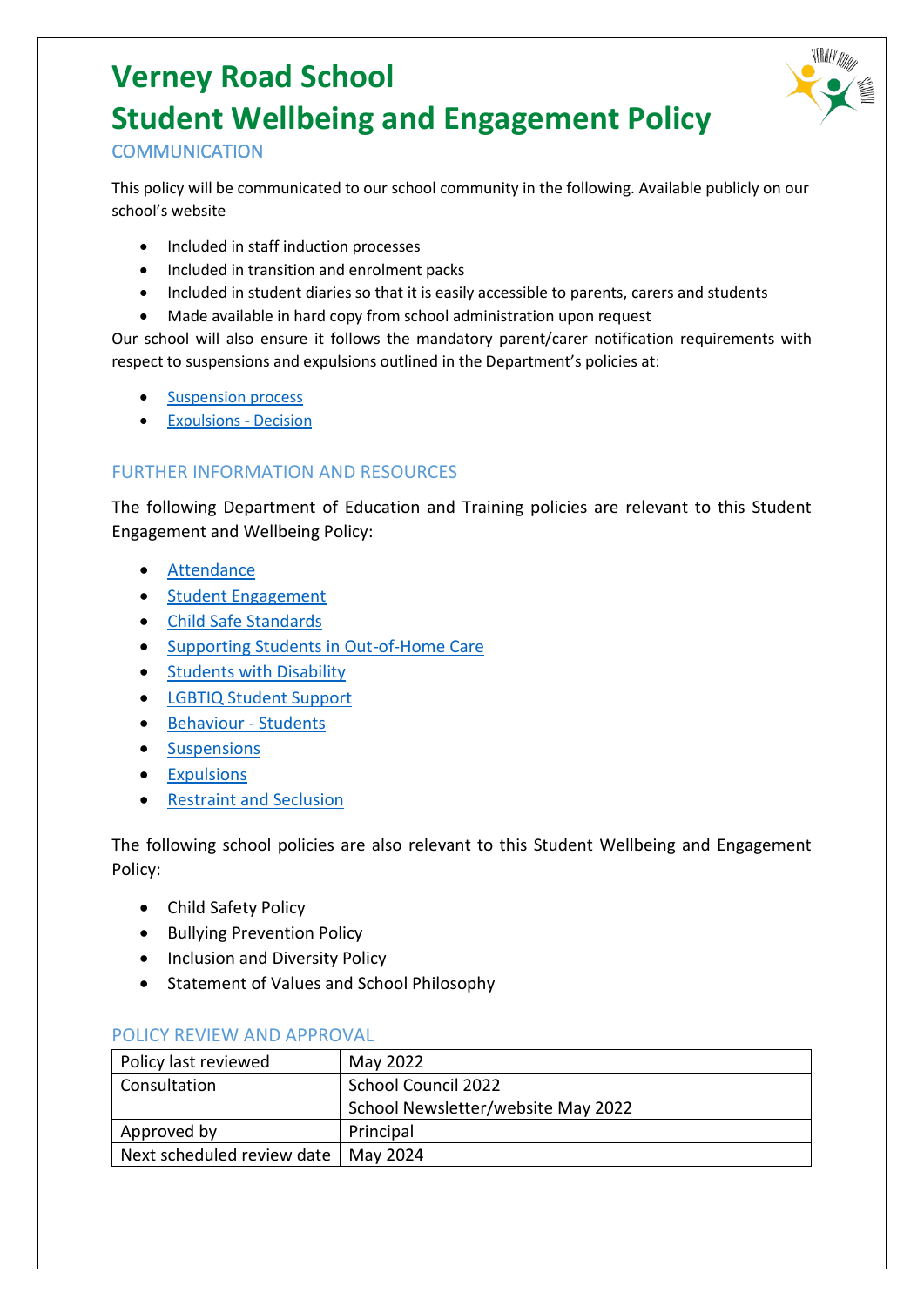# Verney Road School

# Student Wellbeing and Engagement Policy

## COMMUNICATION

This policy will be communicated to our school community in the following. Available publicly on our school's website

- Included in staff induction processes
- Included in transition and enrolment packs
- Included in student diaries so that it is easily accessible to parents, carers and students
- Made available in hard copy from school administration upon request

Our school will also ensure it follows the mandatory parent/carer notification requirements with respect to suspensions and expulsions outlined in the Department's policies at:

- Suspension process
- Expulsions - Decision

## FURTHER INFORMATION AND RESOURCES

The following Department of Education and Training policies are relevant to this Student Engagement and Wellbeing Policy:

- Attendance
- Student Engagement
- Child Safe Standards
- Supporting Students in Out-of-Home Care
- Students with Disability
- LGBTIQ Student Support
- Behaviour - Students
- Suspensions
- Expulsions
- Restraint and Seclusion

The following school policies are also relevant to this Student Wellbeing and Engagement Policy:

- Child Safety Policy
- Bullying Prevention Policy
- Inclusion and Diversity Policy
- Statement of Values and School Philosophy

## POLICY REVIEW AND APPROVAL

| Policy last reviewed | May 2022 |
|---|---|
| Consultation | School Council 2022<br>School Newsletter/website May 2022 |
| Approved by | Principal |
| Next scheduled review date | May 2024 |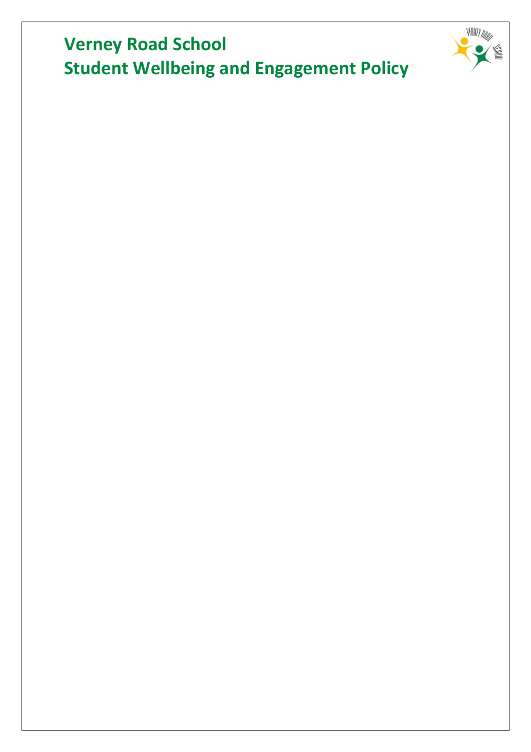# Verney Road School
# Student Wellbeing and Engagement Policy